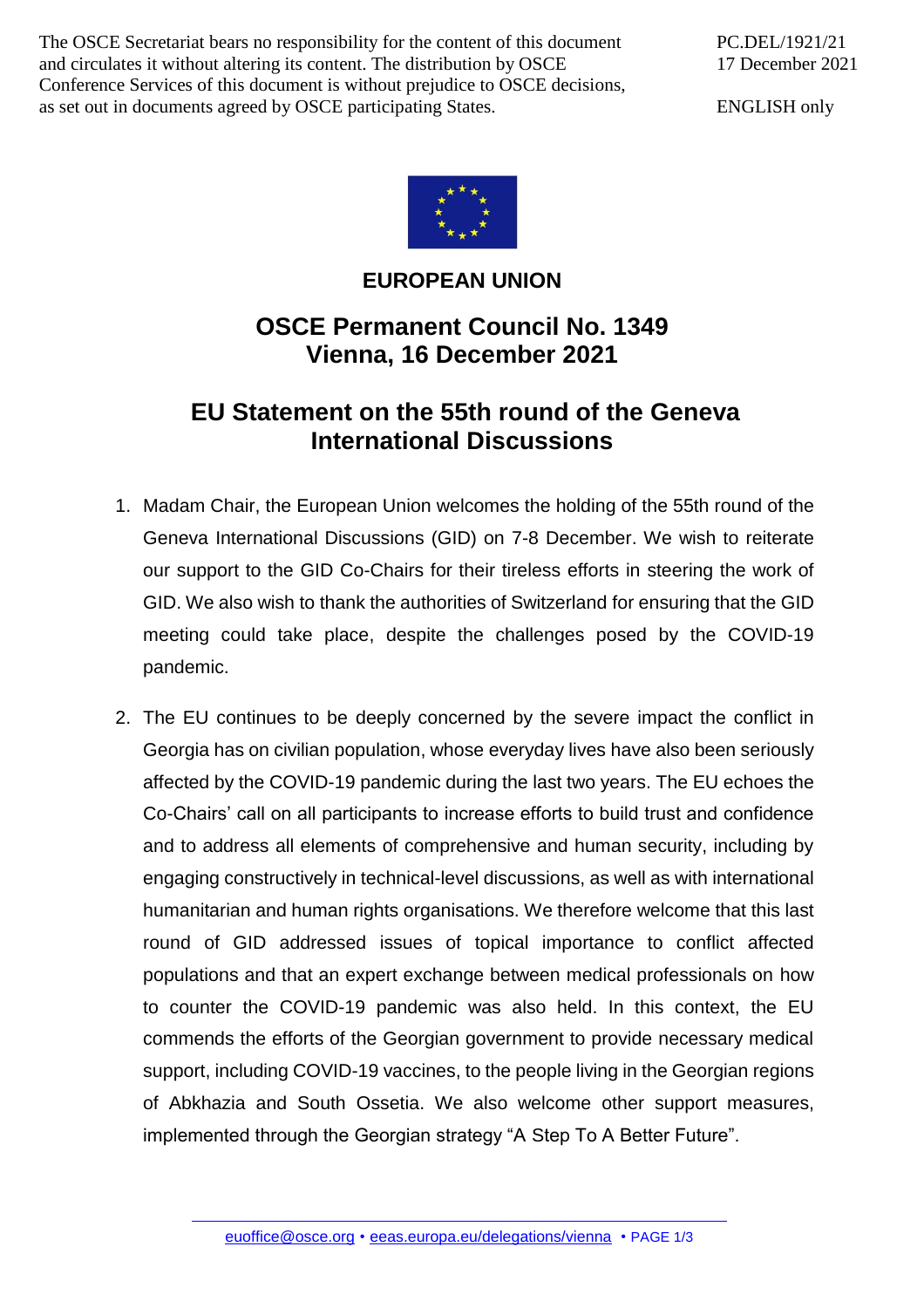The OSCE Secretariat bears no responsibility for the content of this document and circulates it without altering its content. The distribution by OSCE Conference Services of this document is without prejudice to OSCE decisions, as set out in documents agreed by OSCE participating States.

PC.DEL/1921/21
17 December 2021

ENGLISH only

**EUROPEAN UNION**

# OSCE Permanent Council No. 1349
# Vienna, 16 December 2021

## EU Statement on the 55th round of the Geneva International Discussions

1. Madam Chair, the European Union welcomes the holding of the 55th round of the Geneva International Discussions (GID) on 7-8 December. We wish to reiterate our support to the GID Co-Chairs for their tireless efforts in steering the work of GID. We also wish to thank the authorities of Switzerland for ensuring that the GID meeting could take place, despite the challenges posed by the COVID-19 pandemic.

2. The EU continues to be deeply concerned by the severe impact the conflict in Georgia has on civilian population, whose everyday lives have also been seriously affected by the COVID-19 pandemic during the last two years. The EU echoes the Co-Chairs' call on all participants to increase efforts to build trust and confidence and to address all elements of comprehensive and human security, including by engaging constructively in technical-level discussions, as well as with international humanitarian and human rights organisations. We therefore welcome that this last round of GID addressed issues of topical importance to conflict affected populations and that an expert exchange between medical professionals on how to counter the COVID-19 pandemic was also held. In this context, the EU commends the efforts of the Georgian government to provide necessary medical support, including COVID-19 vaccines, to the people living in the Georgian regions of Abkhazia and South Ossetia. We also welcome other support measures, implemented through the Georgian strategy "A Step To A Better Future".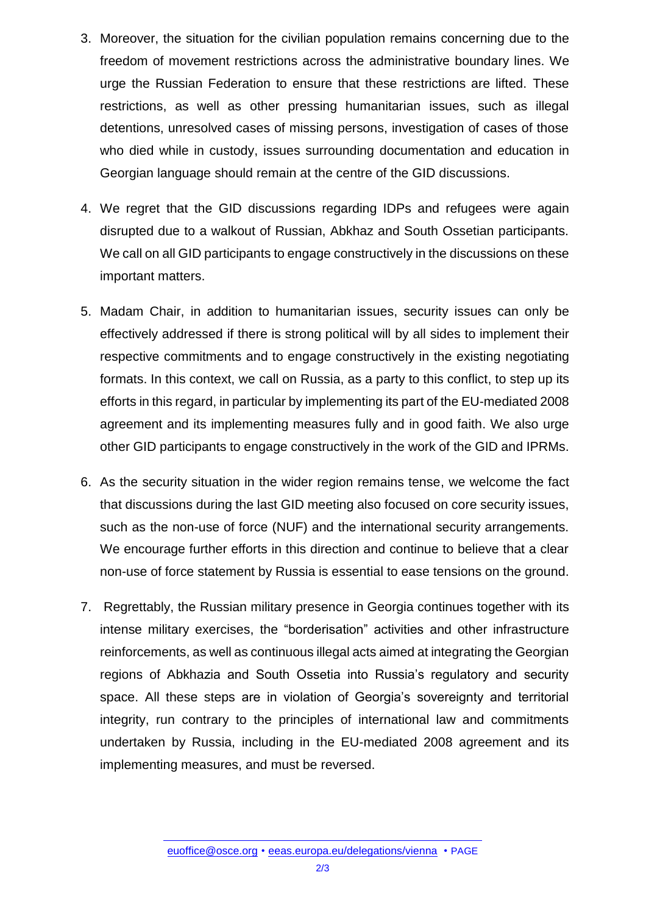3. Moreover, the situation for the civilian population remains concerning due to the freedom of movement restrictions across the administrative boundary lines. We urge the Russian Federation to ensure that these restrictions are lifted. These restrictions, as well as other pressing humanitarian issues, such as illegal detentions, unresolved cases of missing persons, investigation of cases of those who died while in custody, issues surrounding documentation and education in Georgian language should remain at the centre of the GID discussions.

4. We regret that the GID discussions regarding IDPs and refugees were again disrupted due to a walkout of Russian, Abkhaz and South Ossetian participants. We call on all GID participants to engage constructively in the discussions on these important matters.

5. Madam Chair, in addition to humanitarian issues, security issues can only be effectively addressed if there is strong political will by all sides to implement their respective commitments and to engage constructively in the existing negotiating formats. In this context, we call on Russia, as a party to this conflict, to step up its efforts in this regard, in particular by implementing its part of the EU-mediated 2008 agreement and its implementing measures fully and in good faith. We also urge other GID participants to engage constructively in the work of the GID and IPRMs.

6. As the security situation in the wider region remains tense, we welcome the fact that discussions during the last GID meeting also focused on core security issues, such as the non-use of force (NUF) and the international security arrangements. We encourage further efforts in this direction and continue to believe that a clear non-use of force statement by Russia is essential to ease tensions on the ground.

7. Regrettably, the Russian military presence in Georgia continues together with its intense military exercises, the "borderisation" activities and other infrastructure reinforcements, as well as continuous illegal acts aimed at integrating the Georgian regions of Abkhazia and South Ossetia into Russia's regulatory and security space. All these steps are in violation of Georgia's sovereignty and territorial integrity, run contrary to the principles of international law and commitments undertaken by Russia, including in the EU-mediated 2008 agreement and its implementing measures, and must be reversed.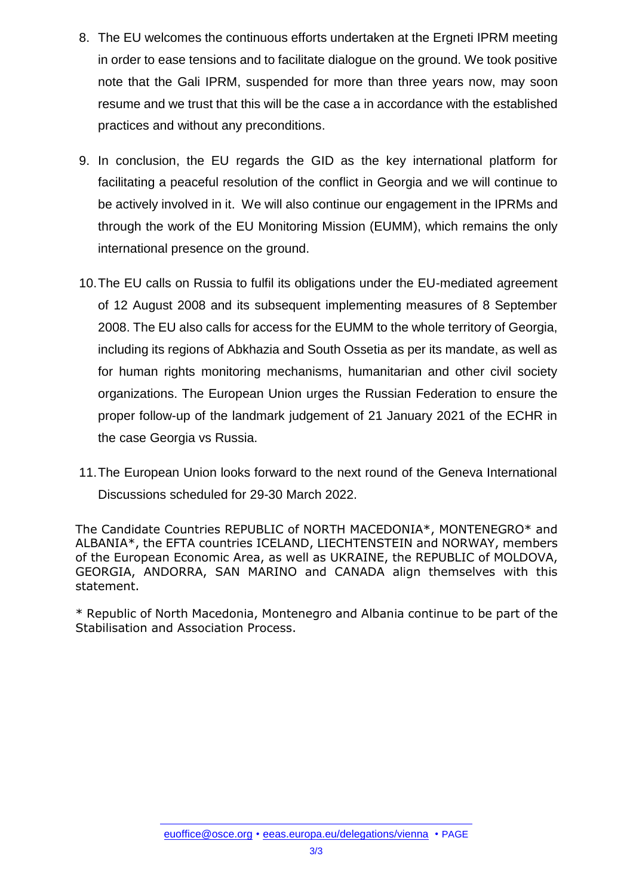8. The EU welcomes the continuous efforts undertaken at the Ergneti IPRM meeting in order to ease tensions and to facilitate dialogue on the ground. We took positive note that the Gali IPRM, suspended for more than three years now, may soon resume and we trust that this will be the case a in accordance with the established practices and without any preconditions.

9. In conclusion, the EU regards the GID as the key international platform for facilitating a peaceful resolution of the conflict in Georgia and we will continue to be actively involved in it. We will also continue our engagement in the IPRMs and through the work of the EU Monitoring Mission (EUMM), which remains the only international presence on the ground.

10. The EU calls on Russia to fulfil its obligations under the EU-mediated agreement of 12 August 2008 and its subsequent implementing measures of 8 September 2008. The EU also calls for access for the EUMM to the whole territory of Georgia, including its regions of Abkhazia and South Ossetia as per its mandate, as well as for human rights monitoring mechanisms, humanitarian and other civil society organizations. The European Union urges the Russian Federation to ensure the proper follow-up of the landmark judgement of 21 January 2021 of the ECHR in the case Georgia vs Russia.

11. The European Union looks forward to the next round of the Geneva International Discussions scheduled for 29-30 March 2022.

The Candidate Countries REPUBLIC of NORTH MACEDONIA*, MONTENEGRO* and ALBANIA*, the EFTA countries ICELAND, LIECHTENSTEIN and NORWAY, members of the European Economic Area, as well as UKRAINE, the REPUBLIC of MOLDOVA, GEORGIA, ANDORRA, SAN MARINO and CANADA align themselves with this statement.

* Republic of North Macedonia, Montenegro and Albania continue to be part of the Stabilisation and Association Process.

euoffice@osce.org • eeas.europa.eu/delegations/vienna